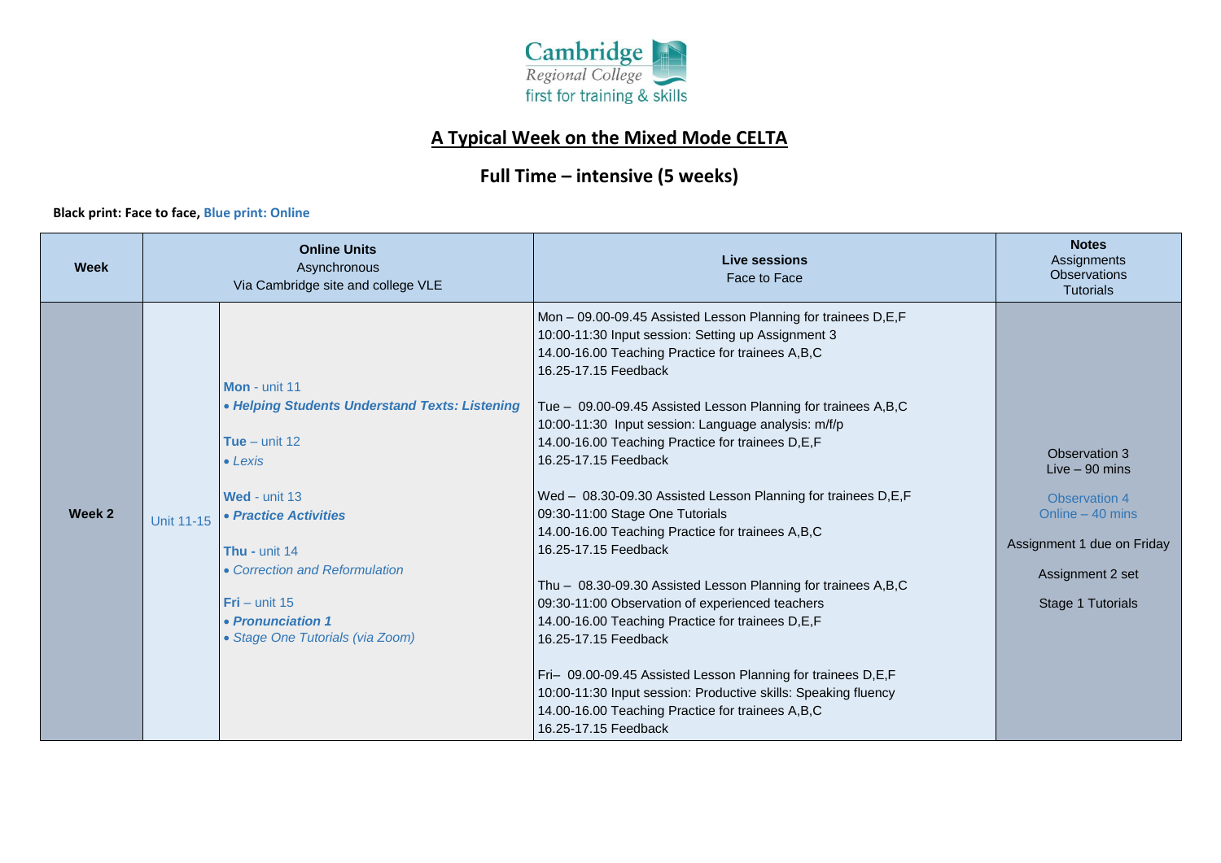Cambridge Regional College
first for training & skills

# A Typical Week on the Mixed Mode CELTA

## Full Time – intensive (5 weeks)

**Black print: Face to face, Blue print: Online**

| Week | Online Units<br>Asynchronous<br>Via Cambridge site and college VLE | | Live sessions<br>Face to Face | Notes<br>Assignments<br>Observations<br>Tutorials |
|---|---|---|---|---|
| **Week 2** | Unit 11-15 | **Mon** - unit 11<br>• ***Helping Students Understand Texts: Listening***<br><br>**Tue** – unit 12<br>• *Lexis*<br><br>**Wed** - unit 13<br>• ***Practice Activities***<br><br>**Thu -** unit 14<br>• *Correction and Reformulation*<br><br>**Fri** – unit 15<br>• ***Pronunciation 1***<br>• *Stage One Tutorials (via Zoom)* | Mon – 09.00-09.45 Assisted Lesson Planning for trainees D,E,F<br>10:00-11:30 Input session: Setting up Assignment 3<br>14.00-16.00 Teaching Practice for trainees A,B,C<br>16.25-17.15 Feedback<br><br>Tue – 09.00-09.45 Assisted Lesson Planning for trainees A,B,C<br>10:00-11:30 Input session: Language analysis: m/f/p<br>14.00-16.00 Teaching Practice for trainees D,E,F<br>16.25-17.15 Feedback<br><br>Wed – 08.30-09.30 Assisted Lesson Planning for trainees D,E,F<br>09:30-11:00 Stage One Tutorials<br>14.00-16.00 Teaching Practice for trainees A,B,C<br>16.25-17.15 Feedback<br><br>Thu – 08.30-09.30 Assisted Lesson Planning for trainees A,B,C<br>09:30-11:00 Observation of experienced teachers<br>14.00-16.00 Teaching Practice for trainees D,E,F<br>16.25-17.15 Feedback<br><br>Fri– 09.00-09.45 Assisted Lesson Planning for trainees D,E,F<br>10:00-11:30 Input session: Productive skills: Speaking fluency<br>14.00-16.00 Teaching Practice for trainees A,B,C<br>16.25-17.15 Feedback | Observation 3<br>Live – 90 mins<br><br>Observation 4<br>Online – 40 mins<br><br>Assignment 1 due on Friday<br><br>Assignment 2 set<br><br>Stage 1 Tutorials |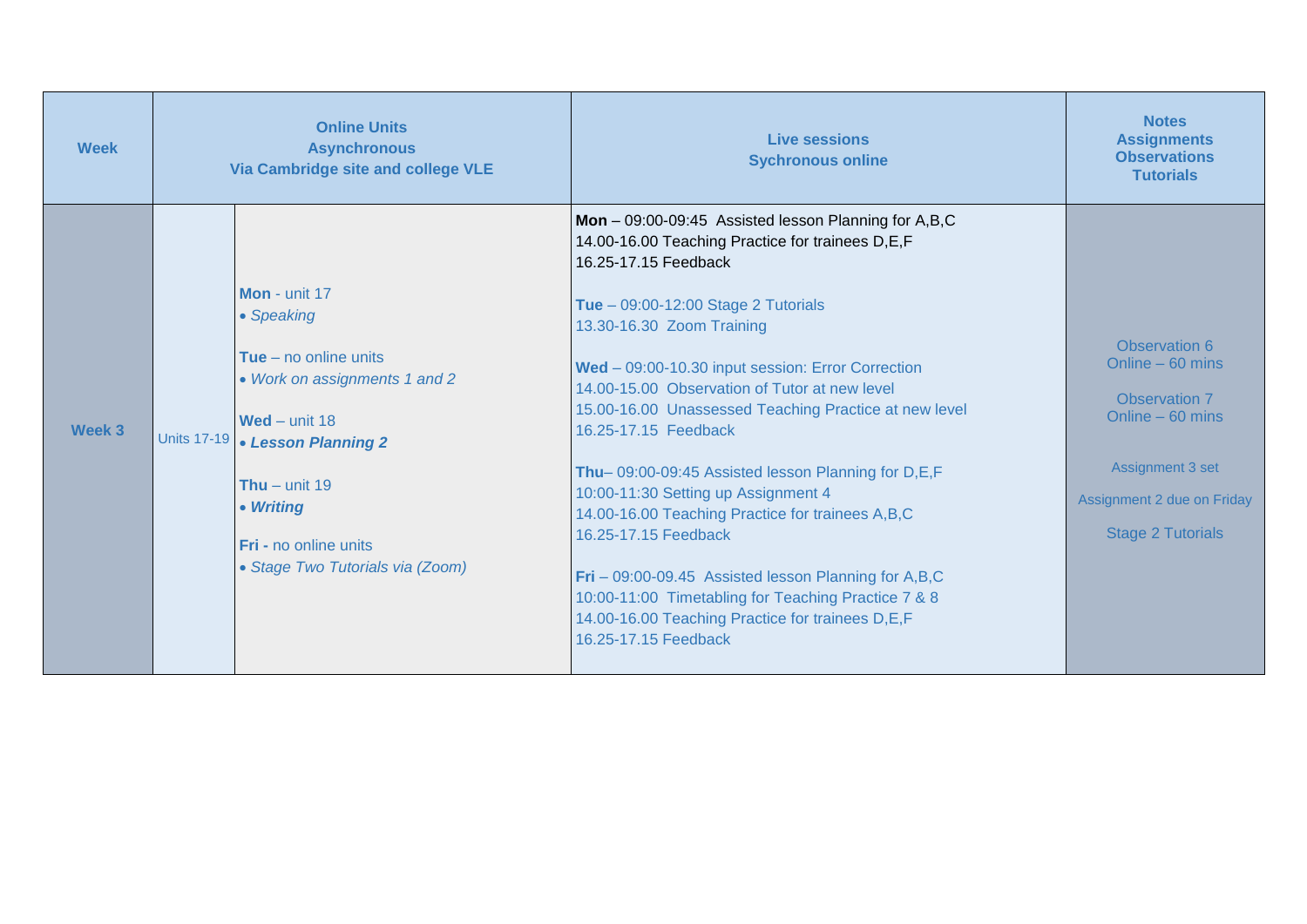| Week | Online Units<br>Asynchronous<br>Via Cambridge site and college VLE | | Live sessions<br>Sychronous online | Notes<br>Assignments<br>Observations<br>Tutorials |
|---|---|---|---|---|
| **Week 3** | Units 17-19 | **Mon** - unit 17<br>• *Speaking*<br><br>**Tue** – no online units<br>• *Work on assignments 1 and 2*<br><br>**Wed** – unit 18<br>• ***Lesson Planning 2***<br><br>**Thu** – unit 19<br>• ***Writing***<br><br>**Fri -** no online units<br>• *Stage Two Tutorials via (Zoom)* | **Mon** – 09:00-09:45 Assisted lesson Planning for A,B,C<br>14.00-16.00 Teaching Practice for trainees D,E,F<br>16.25-17.15 Feedback<br><br>**Tue** – 09:00-12:00 Stage 2 Tutorials<br>13.30-16.30 Zoom Training<br><br>**Wed** – 09:00-10.30 input session: Error Correction<br>14.00-15.00 Observation of Tutor at new level<br>15.00-16.00 Unassessed Teaching Practice at new level<br>16.25-17.15 Feedback<br><br>**Thu**– 09:00-09:45 Assisted lesson Planning for D,E,F<br>10:00-11:30 Setting up Assignment 4<br>14.00-16.00 Teaching Practice for trainees A,B,C<br>16.25-17.15 Feedback<br><br>**Fri** – 09:00-09.45 Assisted lesson Planning for A,B,C<br>10:00-11:00 Timetabling for Teaching Practice 7 & 8<br>14.00-16.00 Teaching Practice for trainees D,E,F<br>16.25-17.15 Feedback | Observation 6<br>Online – 60 mins<br><br>Observation 7<br>Online – 60 mins<br><br>Assignment 3 set<br><br>Assignment 2 due on Friday<br><br>Stage 2 Tutorials |